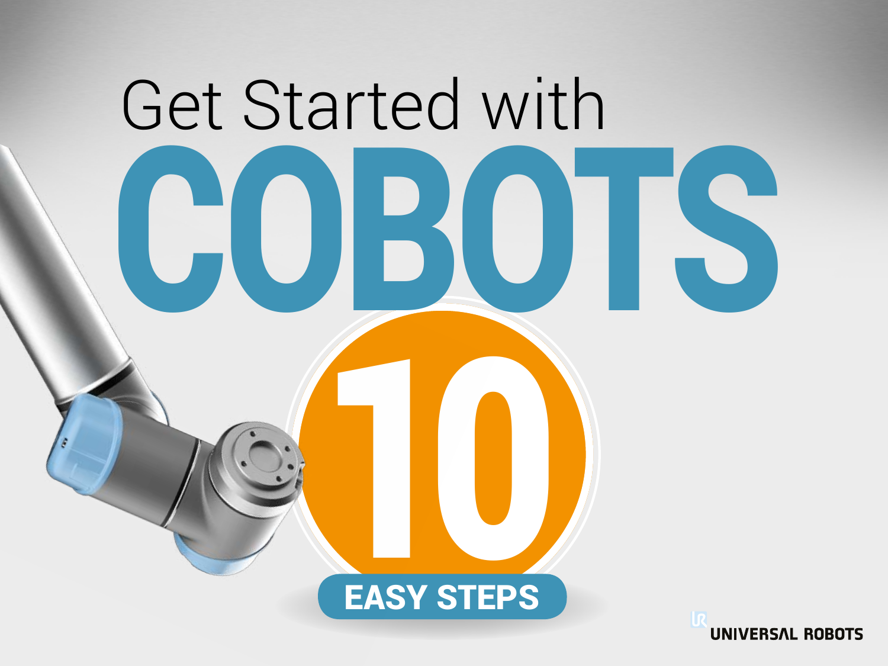# Get Started with COBOTS

## 10 EASY STEPS

UNIVERSAL ROBOTS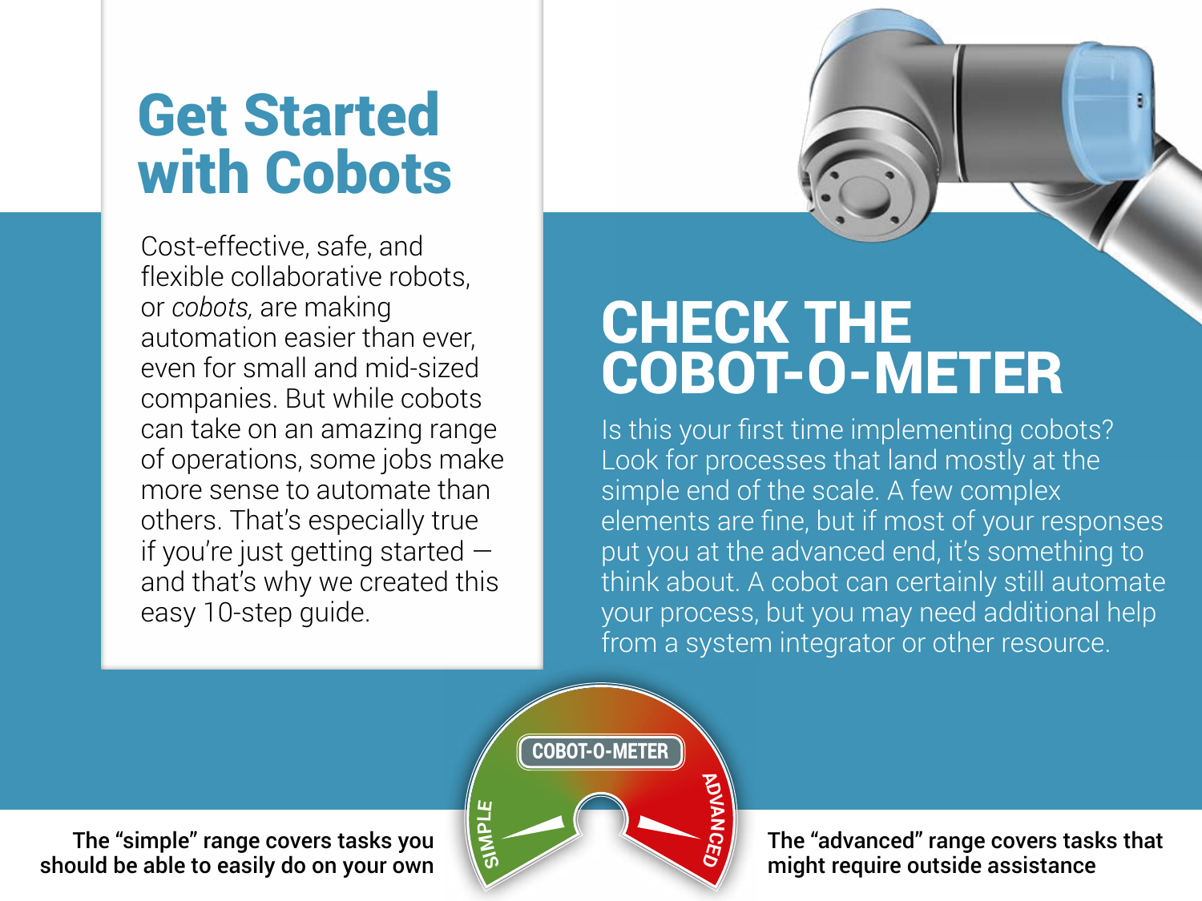# Get Started with Cobots

Cost-effective, safe, and flexible collaborative robots, or *cobots,* are making automation easier than ever, even for small and mid-sized companies. But while cobots can take on an amazing range of operations, some jobs make more sense to automate than others. That's especially true if you're just getting started — and that's why we created this easy 10-step guide.

# CHECK THE COBOT-O-METER

Is this your first time implementing cobots? Look for processes that land mostly at the simple end of the scale. A few complex elements are fine, but if most of your responses put you at the advanced end, it's something to think about. A cobot can certainly still automate your process, but you may need additional help from a system integrator or other resource.

COBOT-O-METER

SIMPLE

ADVANCED

**The "simple" range covers tasks you should be able to easily do on your own**

**The "advanced" range covers tasks that might require outside assistance**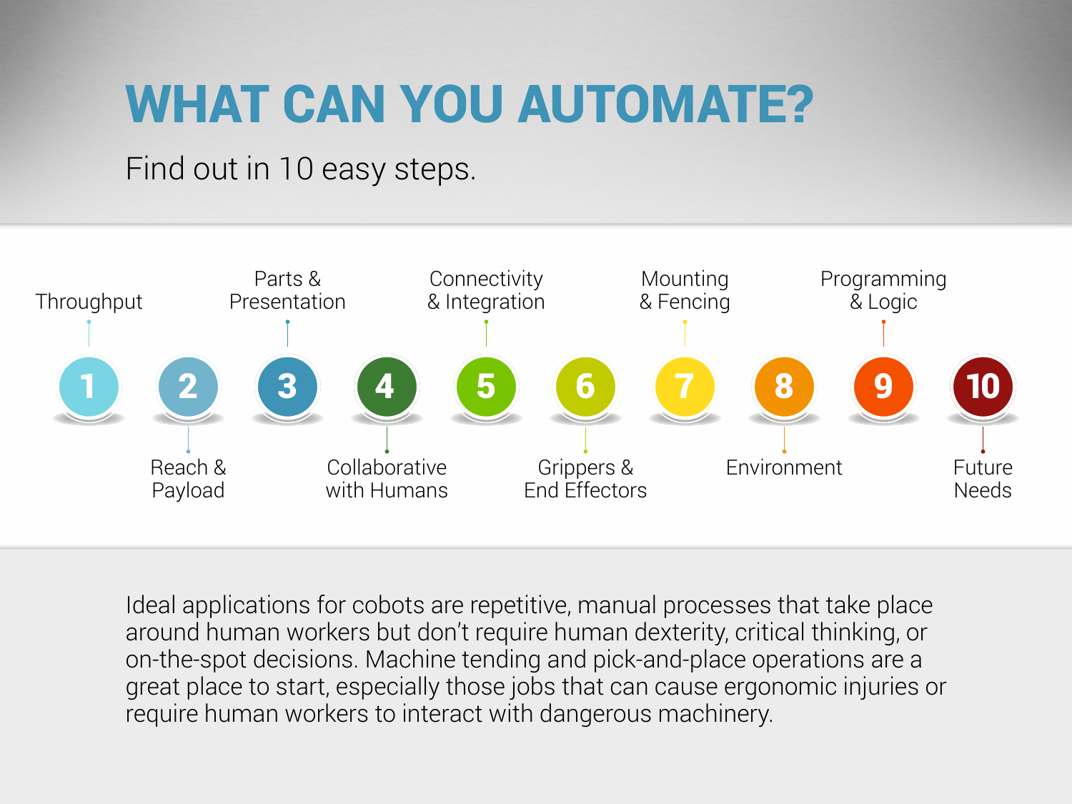# WHAT CAN YOU AUTOMATE?

Find out in 10 easy steps.

1. Throughput
2. Reach & Payload
3. Parts & Presentation
4. Collaborative with Humans
5. Connectivity & Integration
6. Grippers & End Effectors
7. Mounting & Fencing
8. Environment
9. Programming & Logic
10. Future Needs

Ideal applications for cobots are repetitive, manual processes that take place around human workers but don't require human dexterity, critical thinking, or on-the-spot decisions. Machine tending and pick-and-place operations are a great place to start, especially those jobs that can cause ergonomic injuries or require human workers to interact with dangerous machinery.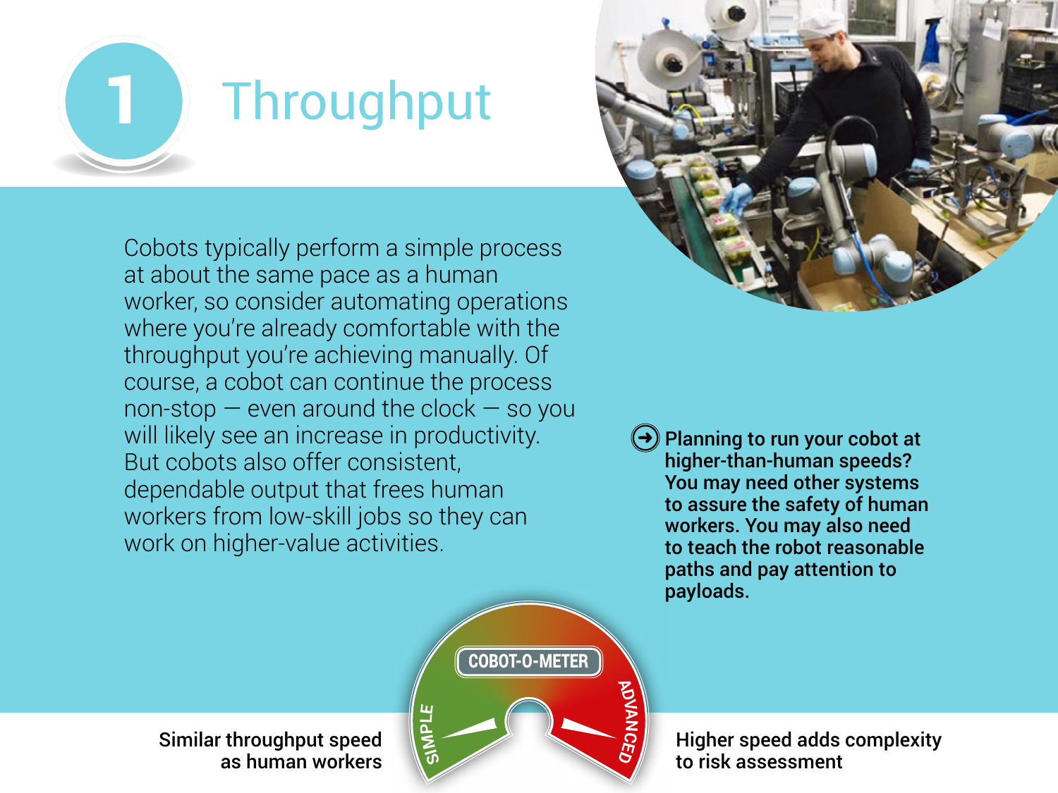# 1 Throughput

Cobots typically perform a simple process at about the same pace as a human worker, so consider automating operations where you're already comfortable with the throughput you're achieving manually. Of course, a cobot can continue the process non-stop — even around the clock — so you will likely see an increase in productivity. But cobots also offer consistent, dependable output that frees human workers from low-skill jobs so they can work on higher-value activities.

**Planning to run your cobot at higher-than-human speeds? You may need other systems to assure the safety of human workers. You may also need to teach the robot reasonable paths and pay attention to payloads.**

**COBOT-O-METER**

**SIMPLE:** Similar throughput speed as human workers

**ADVANCED:** Higher speed adds complexity to risk assessment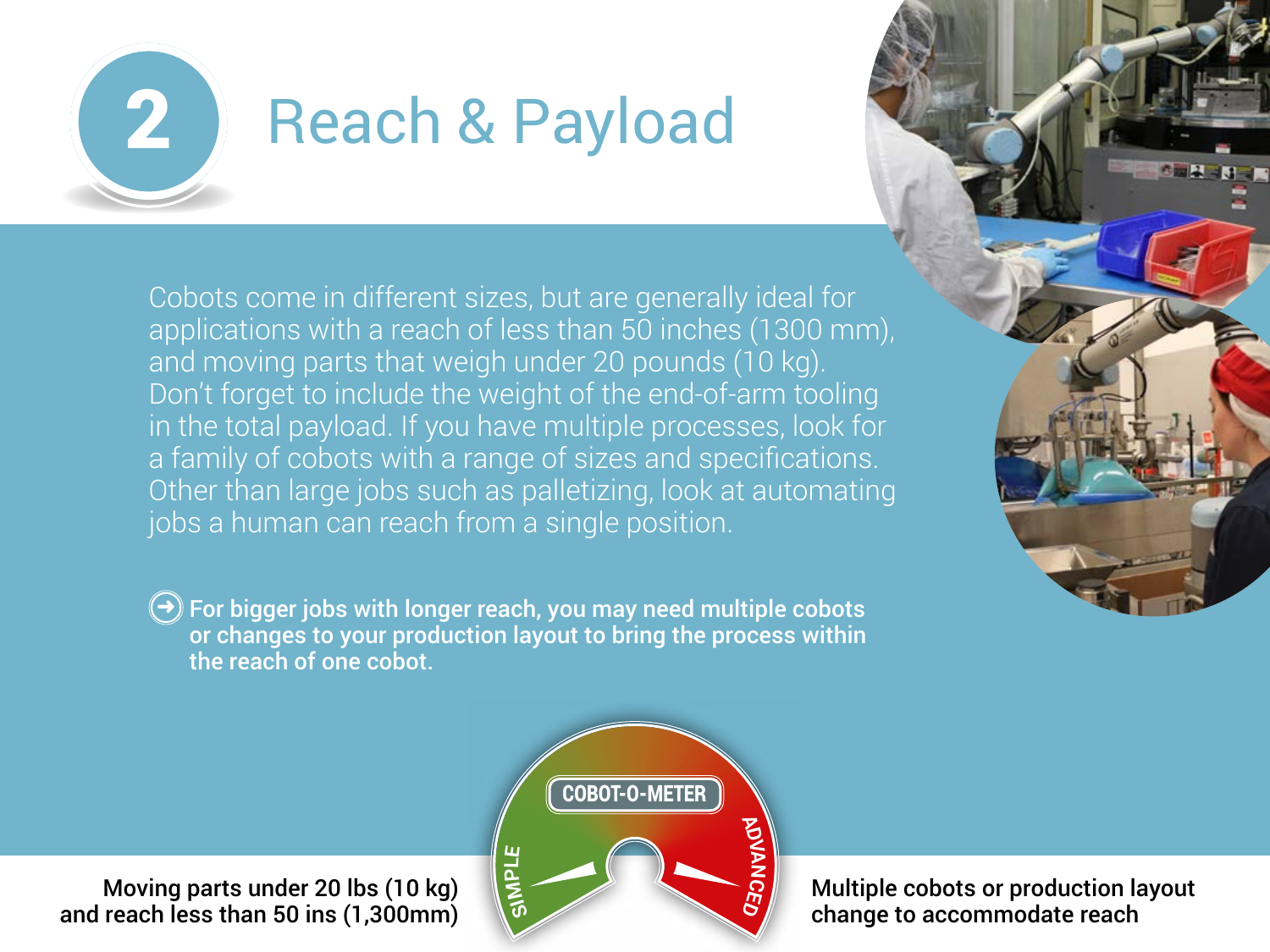# 2 Reach & Payload

Cobots come in different sizes, but are generally ideal for applications with a reach of less than 50 inches (1300 mm), and moving parts that weigh under 20 pounds (10 kg). Don't forget to include the weight of the end-of-arm tooling in the total payload. If you have multiple processes, look for a family of cobots with a range of sizes and specifications. Other than large jobs such as palletizing, look at automating jobs a human can reach from a single position.

**For bigger jobs with longer reach, you may need multiple cobots or changes to your production layout to bring the process within the reach of one cobot.**

**COBOT-O-METER**

**SIMPLE:** Moving parts under 20 lbs (10 kg) and reach less than 50 ins (1,300mm)

**ADVANCED:** Multiple cobots or production layout change to accommodate reach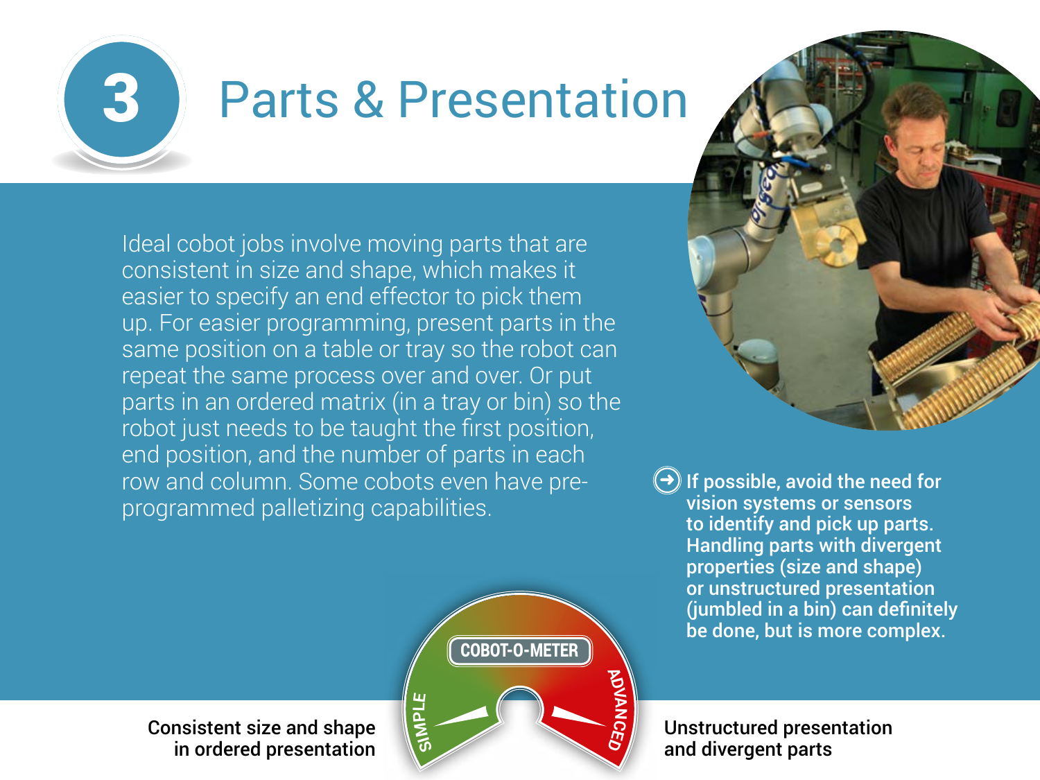# 3 Parts & Presentation

Ideal cobot jobs involve moving parts that are consistent in size and shape, which makes it easier to specify an end effector to pick them up. For easier programming, present parts in the same position on a table or tray so the robot can repeat the same process over and over. Or put parts in an ordered matrix (in a tray or bin) so the robot just needs to be taught the first position, end position, and the number of parts in each row and column. Some cobots even have pre-programmed palletizing capabilities.

**If possible, avoid the need for vision systems or sensors to identify and pick up parts. Handling parts with divergent properties (size and shape) or unstructured presentation (jumbled in a bin) can definitely be done, but is more complex.**

COBOT-O-METER

SIMPLE — Consistent size and shape in ordered presentation

ADVANCED — Unstructured presentation and divergent parts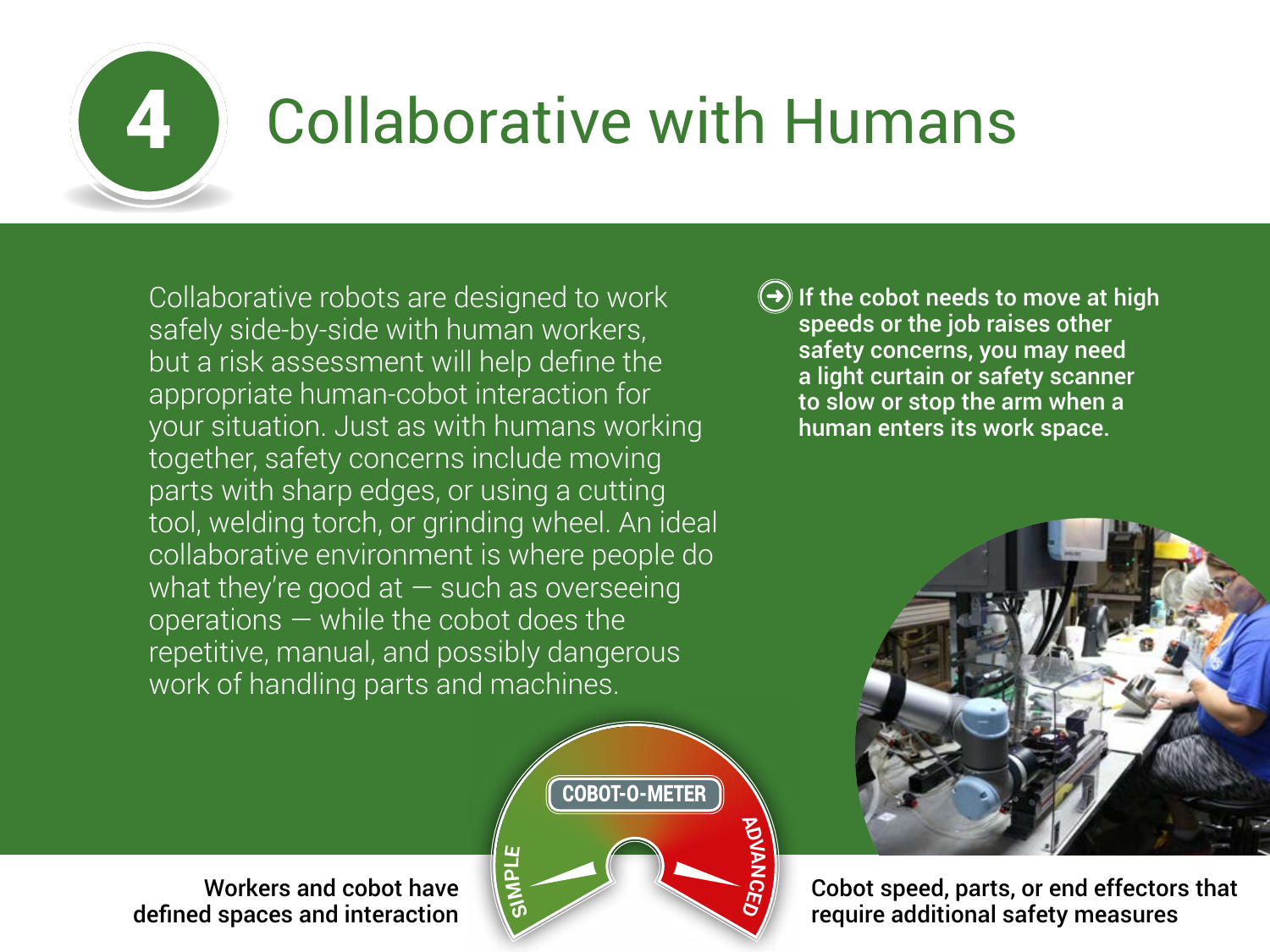# 4 Collaborative with Humans

Collaborative robots are designed to work safely side-by-side with human workers, but a risk assessment will help define the appropriate human-cobot interaction for your situation. Just as with humans working together, safety concerns include moving parts with sharp edges, or using a cutting tool, welding torch, or grinding wheel. An ideal collaborative environment is where people do what they're good at — such as overseeing operations — while the cobot does the repetitive, manual, and possibly dangerous work of handling parts and machines.

**If the cobot needs to move at high speeds or the job raises other safety concerns, you may need a light curtain or safety scanner to slow or stop the arm when a human enters its work space.**

**COBOT-O-METER**

**SIMPLE:** Workers and cobot have defined spaces and interaction

**ADVANCED:** Cobot speed, parts, or end effectors that require additional safety measures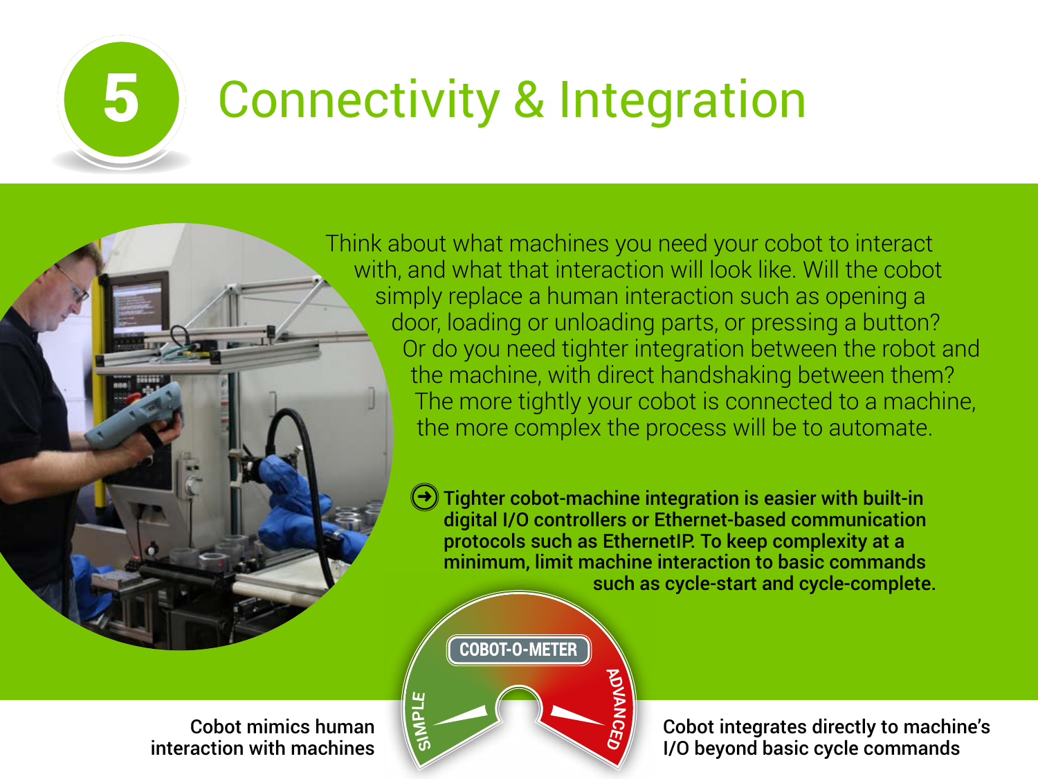# 5 Connectivity & Integration

Think about what machines you need your cobot to interact with, and what that interaction will look like. Will the cobot simply replace a human interaction such as opening a door, loading or unloading parts, or pressing a button? Or do you need tighter integration between the robot and the machine, with direct handshaking between them? The more tightly your cobot is connected to a machine, the more complex the process will be to automate.

**Tighter cobot-machine integration is easier with built-in digital I/O controllers or Ethernet-based communication protocols such as EthernetIP. To keep complexity at a minimum, limit machine interaction to basic commands such as cycle-start and cycle-complete.**

**COBOT-O-METER**

SIMPLE — **Cobot mimics human interaction with machines**

ADVANCED — **Cobot integrates directly to machine's I/O beyond basic cycle commands**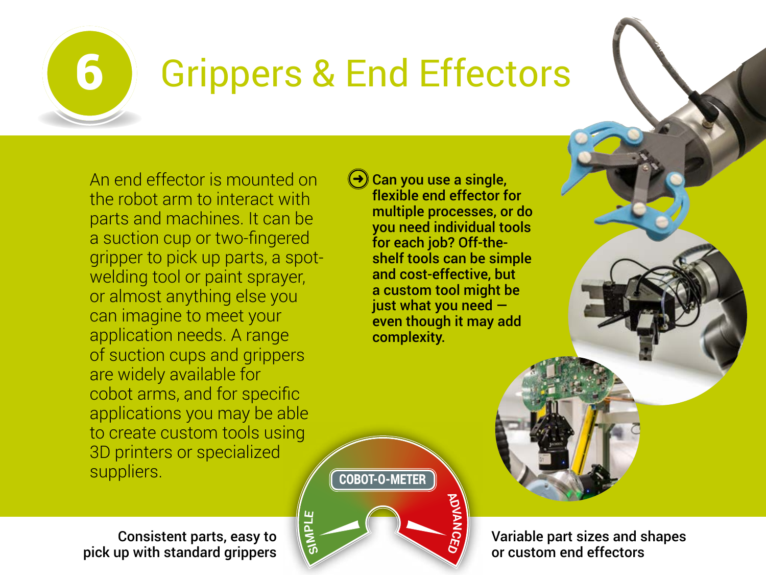# 6 Grippers & End Effectors

An end effector is mounted on the robot arm to interact with parts and machines. It can be a suction cup or two-fingered gripper to pick up parts, a spot-welding tool or paint sprayer, or almost anything else you can imagine to meet your application needs. A range of suction cups and grippers are widely available for cobot arms, and for specific applications you may be able to create custom tools using 3D printers or specialized suppliers.

**Can you use a single, flexible end effector for multiple processes, or do you need individual tools for each job? Off-the-shelf tools can be simple and cost-effective, but a custom tool might be just what you need — even though it may add complexity.**

**COBOT-O-METER**

**SIMPLE:** Consistent parts, easy to pick up with standard grippers

**ADVANCED:** Variable part sizes and shapes or custom end effectors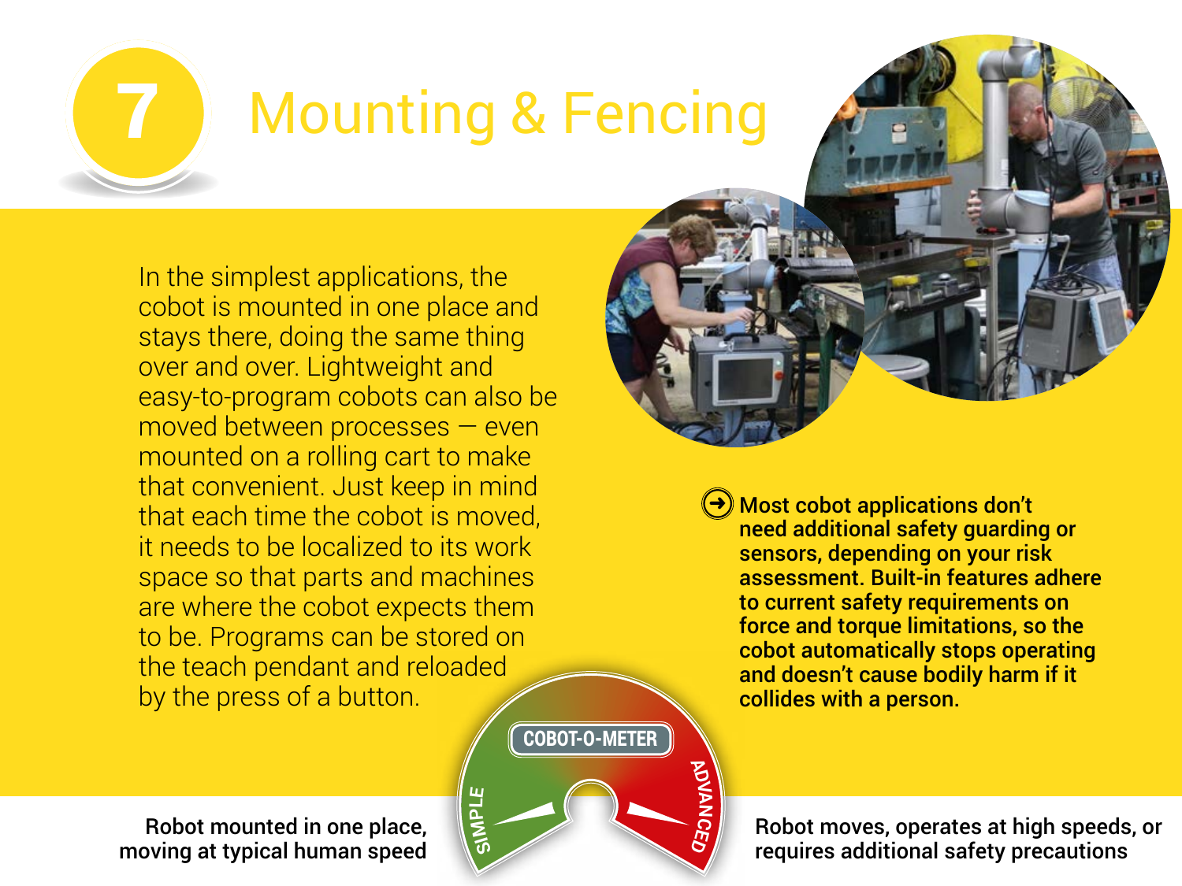# 7 Mounting & Fencing

In the simplest applications, the cobot is mounted in one place and stays there, doing the same thing over and over. Lightweight and easy-to-program cobots can also be moved between processes — even mounted on a rolling cart to make that convenient. Just keep in mind that each time the cobot is moved, it needs to be localized to its work space so that parts and machines are where the cobot expects them to be. Programs can be stored on the teach pendant and reloaded by the press of a button.

**Most cobot applications don't need additional safety guarding or sensors, depending on your risk assessment. Built-in features adhere to current safety requirements on force and torque limitations, so the cobot automatically stops operating and doesn't cause bodily harm if it collides with a person.**

**COBOT-O-METER**

SIMPLE — **Robot mounted in one place, moving at typical human speed**

ADVANCED — **Robot moves, operates at high speeds, or requires additional safety precautions**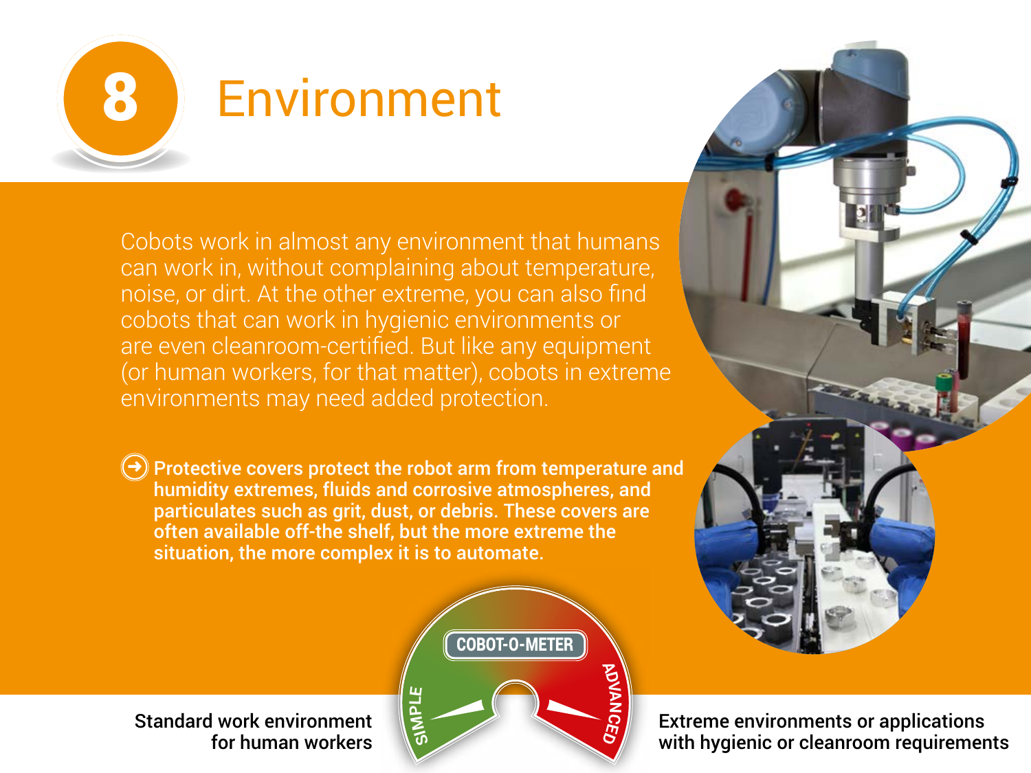# 8 Environment

Cobots work in almost any environment that humans can work in, without complaining about temperature, noise, or dirt. At the other extreme, you can also find cobots that can work in hygienic environments or are even cleanroom-certified. But like any equipment (or human workers, for that matter), cobots in extreme environments may need added protection.

**Protective covers protect the robot arm from temperature and humidity extremes, fluids and corrosive atmospheres, and particulates such as grit, dust, or debris. These covers are often available off-the-shelf, but the more extreme the situation, the more complex it is to automate.**

COBOT-O-METER

SIMPLE — Standard work environment for human workers

ADVANCED — Extreme environments or applications with hygienic or cleanroom requirements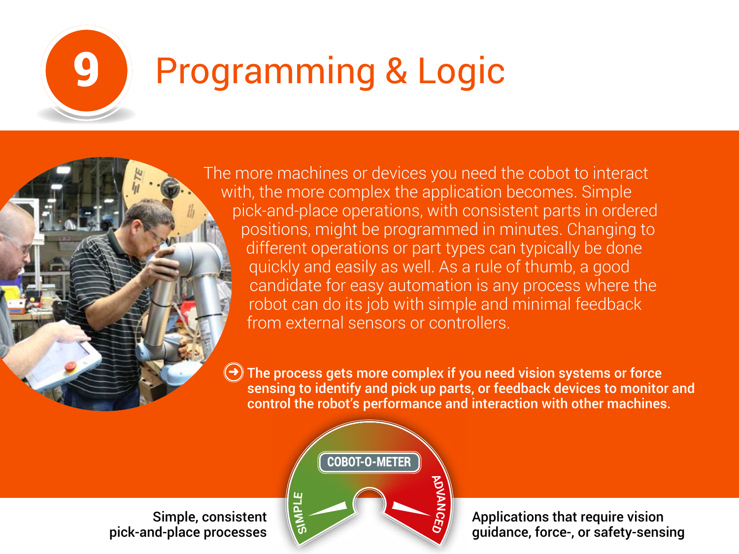# 9 Programming & Logic

The more machines or devices you need the cobot to interact with, the more complex the application becomes. Simple pick-and-place operations, with consistent parts in ordered positions, might be programmed in minutes. Changing to different operations or part types can typically be done quickly and easily as well. As a rule of thumb, a good candidate for easy automation is any process where the robot can do its job with simple and minimal feedback from external sensors or controllers.

**The process gets more complex if you need vision systems or force sensing to identify and pick up parts, or feedback devices to monitor and control the robot's performance and interaction with other machines.**

**COBOT-O-METER**

**SIMPLE:** Simple, consistent pick-and-place processes

**ADVANCED:** Applications that require vision guidance, force-, or safety-sensing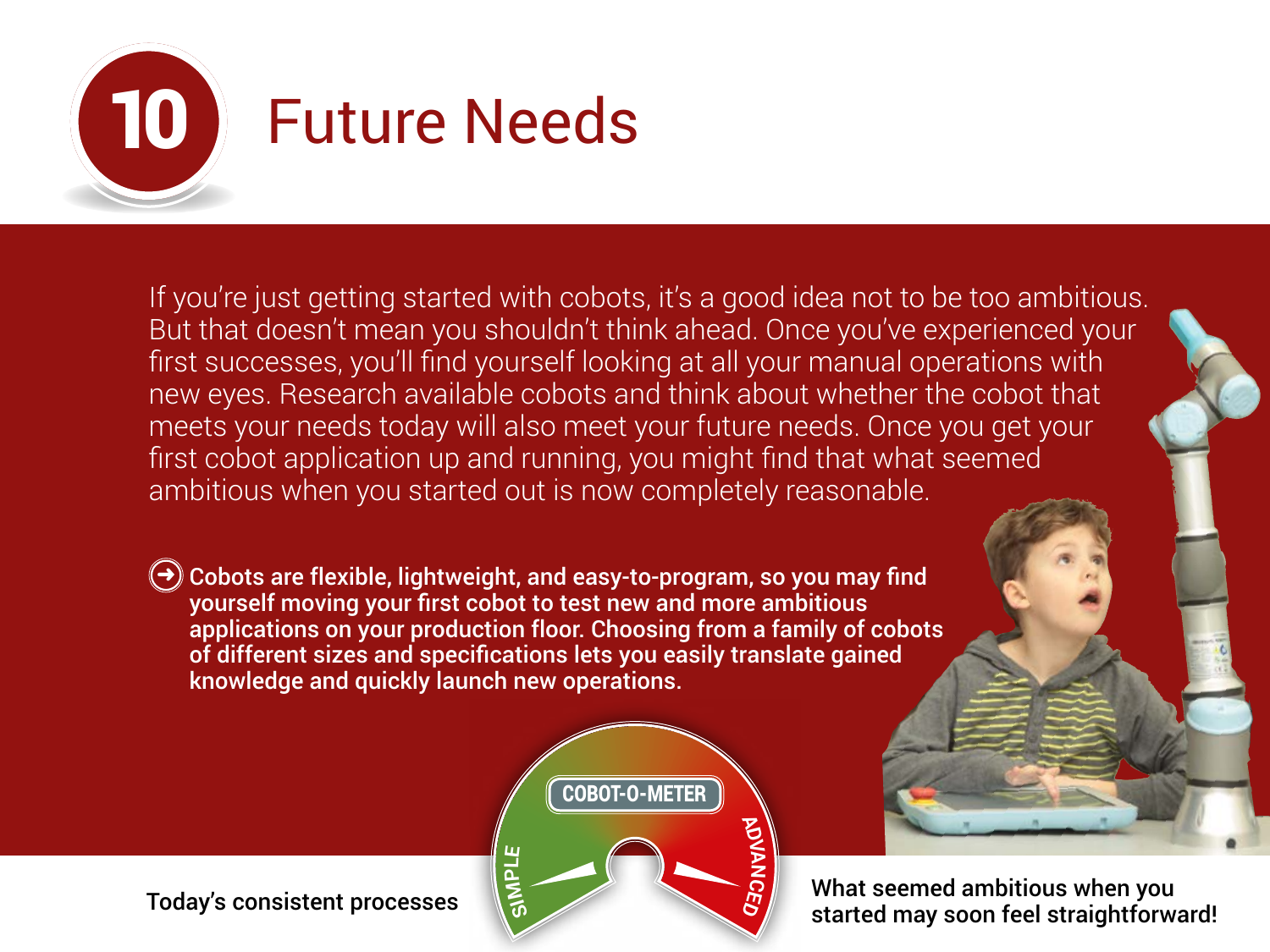# 10 Future Needs

If you're just getting started with cobots, it's a good idea not to be too ambitious. But that doesn't mean you shouldn't think ahead. Once you've experienced your first successes, you'll find yourself looking at all your manual operations with new eyes. Research available cobots and think about whether the cobot that meets your needs today will also meet your future needs. Once you get your first cobot application up and running, you might find that what seemed ambitious when you started out is now completely reasonable.

**Cobots are flexible, lightweight, and easy-to-program, so you may find yourself moving your first cobot to test new and more ambitious applications on your production floor. Choosing from a family of cobots of different sizes and specifications lets you easily translate gained knowledge and quickly launch new operations.**

COBOT-O-METER

SIMPLE — ADVANCED

**Today's consistent processes**

**What seemed ambitious when you started may soon feel straightforward!**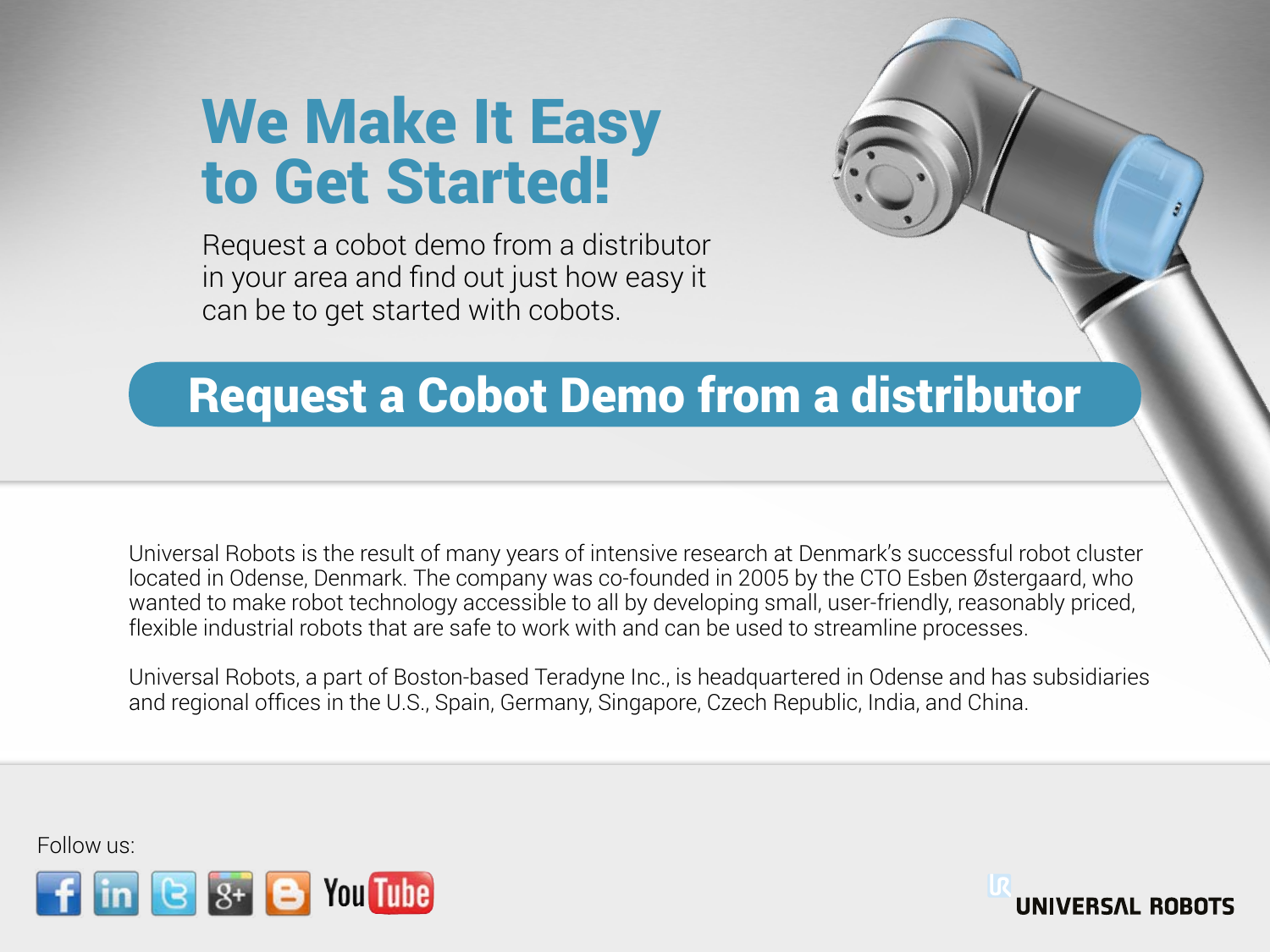# We Make It Easy to Get Started!

Request a cobot demo from a distributor in your area and find out just how easy it can be to get started with cobots.

**Request a Cobot Demo from a distributor**

Universal Robots is the result of many years of intensive research at Denmark's successful robot cluster located in Odense, Denmark. The company was co-founded in 2005 by the CTO Esben Østergaard, who wanted to make robot technology accessible to all by developing small, user-friendly, reasonably priced, flexible industrial robots that are safe to work with and can be used to streamline processes.

Universal Robots, a part of Boston-based Teradyne Inc., is headquartered in Odense and has subsidiaries and regional offices in the U.S., Spain, Germany, Singapore, Czech Republic, India, and China.

Follow us:

UNIVERSAL ROBOTS